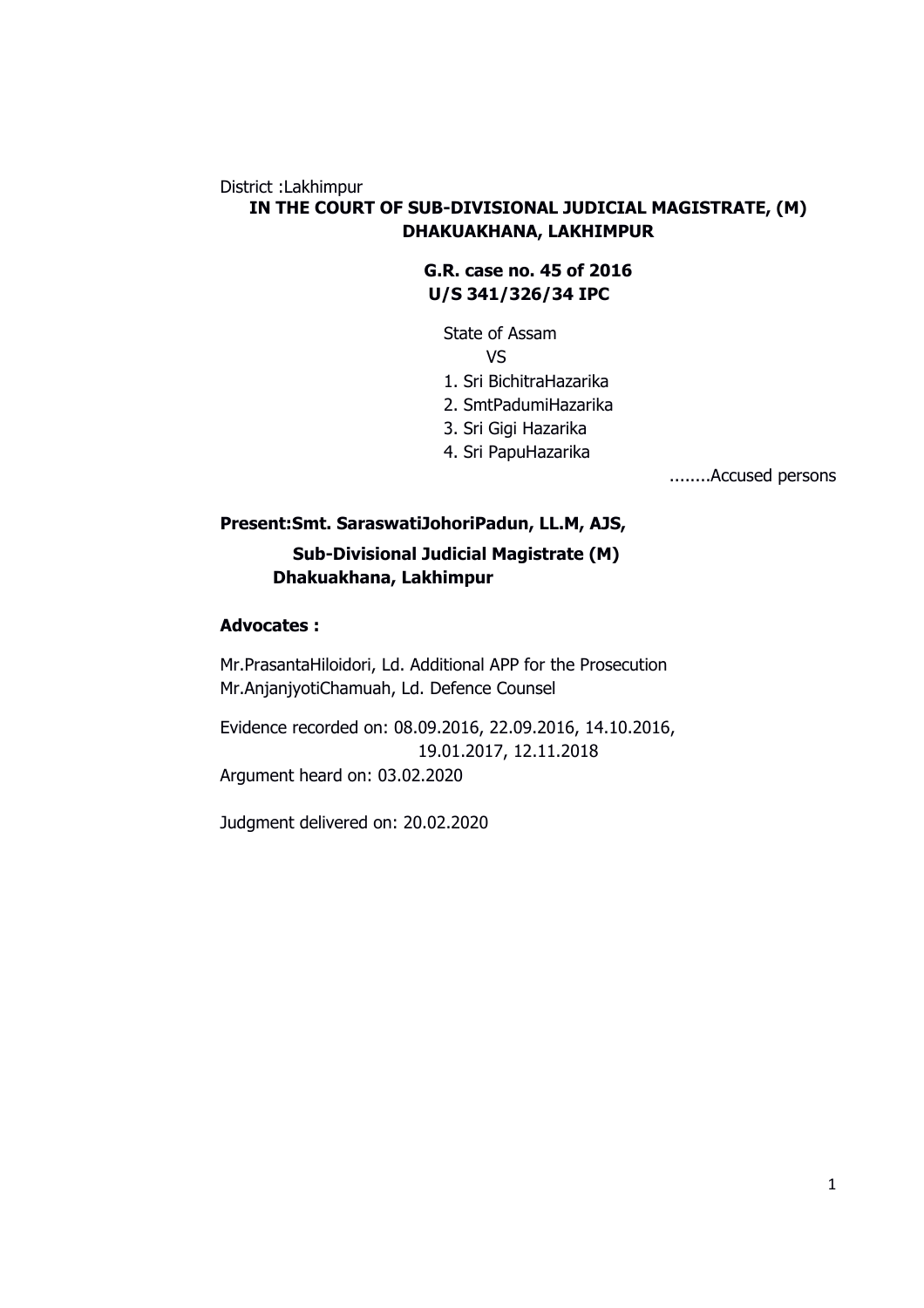District :Lakhimpur

**IN THE COURT OF SUB-DIVISIONAL JUDICIAL MAGISTRATE, (M) DHAKUAKHANA, LAKHIMPUR**

**G.R. case no. 45 of 2016**
**U/S 341/326/34 IPC**

State of Assam
VS

1. Sri BichitraHazarika
2. SmtPadumiHazarika
3. Sri Gigi Hazarika
4. Sri PapuHazarika

........Accused persons

**Present:Smt. SaraswatiJohoriPadun, LL.M, AJS,**
**Sub-Divisional Judicial Magistrate (M)**
**Dhakuakhana, Lakhimpur**

**Advocates :**

Mr.PrasantaHiloidori, Ld. Additional APP for the Prosecution
Mr.AnjanjyotiChamuah, Ld. Defence Counsel

Evidence recorded on: 08.09.2016, 22.09.2016, 14.10.2016, 19.01.2017, 12.11.2018
Argument heard on: 03.02.2020

Judgment delivered on: 20.02.2020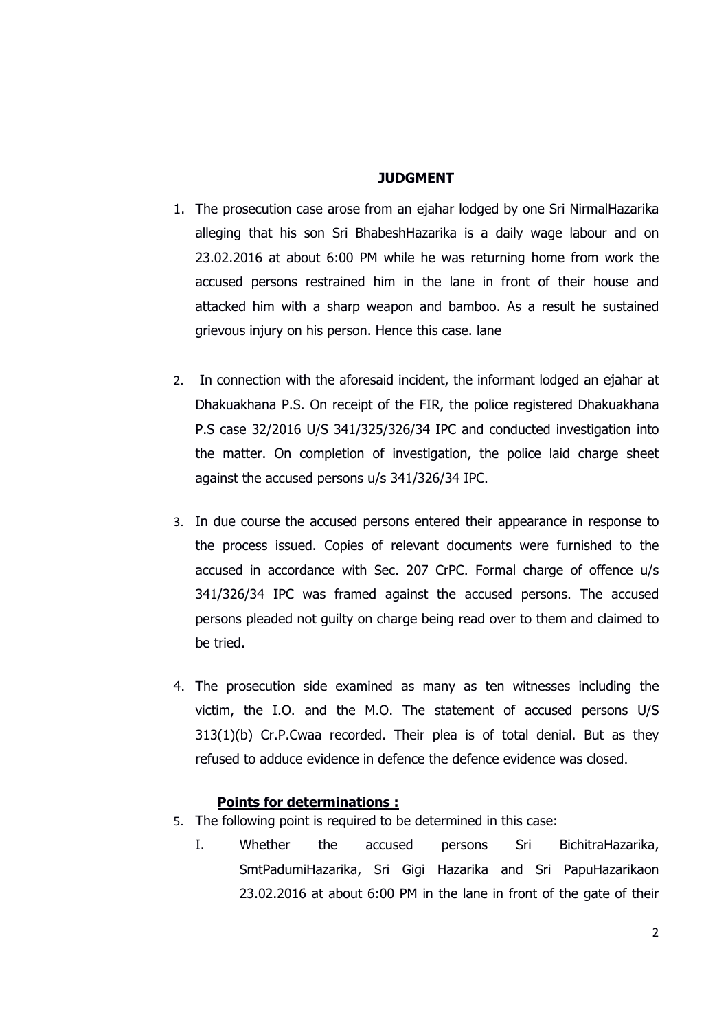**JUDGMENT**

1. The prosecution case arose from an ejahar lodged by one Sri NirmalHazarika alleging that his son Sri BhabeshHazarika is a daily wage labour and on 23.02.2016 at about 6:00 PM while he was returning home from work the accused persons restrained him in the lane in front of their house and attacked him with a sharp weapon and bamboo. As a result he sustained grievous injury on his person. Hence this case. lane

2. In connection with the aforesaid incident, the informant lodged an ejahar at Dhakuakhana P.S. On receipt of the FIR, the police registered Dhakuakhana P.S case 32/2016 U/S 341/325/326/34 IPC and conducted investigation into the matter. On completion of investigation, the police laid charge sheet against the accused persons u/s 341/326/34 IPC.

3. In due course the accused persons entered their appearance in response to the process issued. Copies of relevant documents were furnished to the accused in accordance with Sec. 207 CrPC. Formal charge of offence u/s 341/326/34 IPC was framed against the accused persons. The accused persons pleaded not guilty on charge being read over to them and claimed to be tried.

4. The prosecution side examined as many as ten witnesses including the victim, the I.O. and the M.O. The statement of accused persons U/S 313(1)(b) Cr.P.Cwaa recorded. Their plea is of total denial. But as they refused to adduce evidence in defence the defence evidence was closed.

**Points for determinations :**

5. The following point is required to be determined in this case:

   I. Whether the accused persons Sri BichitraHazarika, SmtPadumiHazarika, Sri Gigi Hazarika and Sri PapuHazarikaon 23.02.2016 at about 6:00 PM in the lane in front of the gate of their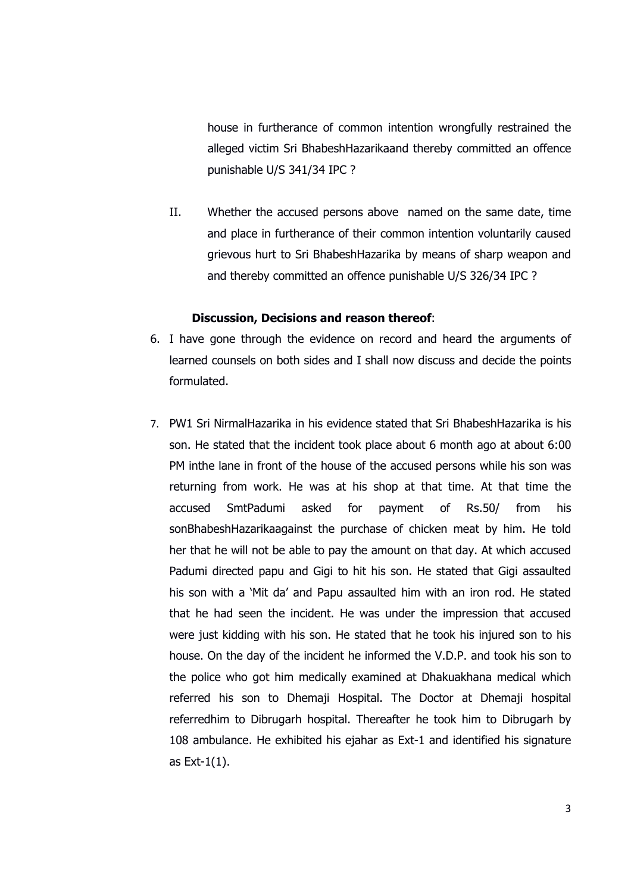house in furtherance of common intention wrongfully restrained the alleged victim Sri BhabeshHazarikaand thereby committed an offence punishable U/S 341/34 IPC ?

II. Whether the accused persons above named on the same date, time and place in furtherance of their common intention voluntarily caused grievous hurt to Sri BhabeshHazarika by means of sharp weapon and and thereby committed an offence punishable U/S 326/34 IPC ?

**Discussion, Decisions and reason thereof**:

6. I have gone through the evidence on record and heard the arguments of learned counsels on both sides and I shall now discuss and decide the points formulated.

7. PW1 Sri NirmalHazarika in his evidence stated that Sri BhabeshHazarika is his son. He stated that the incident took place about 6 month ago at about 6:00 PM inthe lane in front of the house of the accused persons while his son was returning from work. He was at his shop at that time. At that time the accused SmtPadumi asked for payment of Rs.50/ from his sonBhabeshHazarikaagainst the purchase of chicken meat by him. He told her that he will not be able to pay the amount on that day. At which accused Padumi directed papu and Gigi to hit his son. He stated that Gigi assaulted his son with a 'Mit da' and Papu assaulted him with an iron rod. He stated that he had seen the incident. He was under the impression that accused were just kidding with his son. He stated that he took his injured son to his house. On the day of the incident he informed the V.D.P. and took his son to the police who got him medically examined at Dhakuakhana medical which referred his son to Dhemaji Hospital. The Doctor at Dhemaji hospital referredhim to Dibrugarh hospital. Thereafter he took him to Dibrugarh by 108 ambulance. He exhibited his ejahar as Ext-1 and identified his signature as Ext-1(1).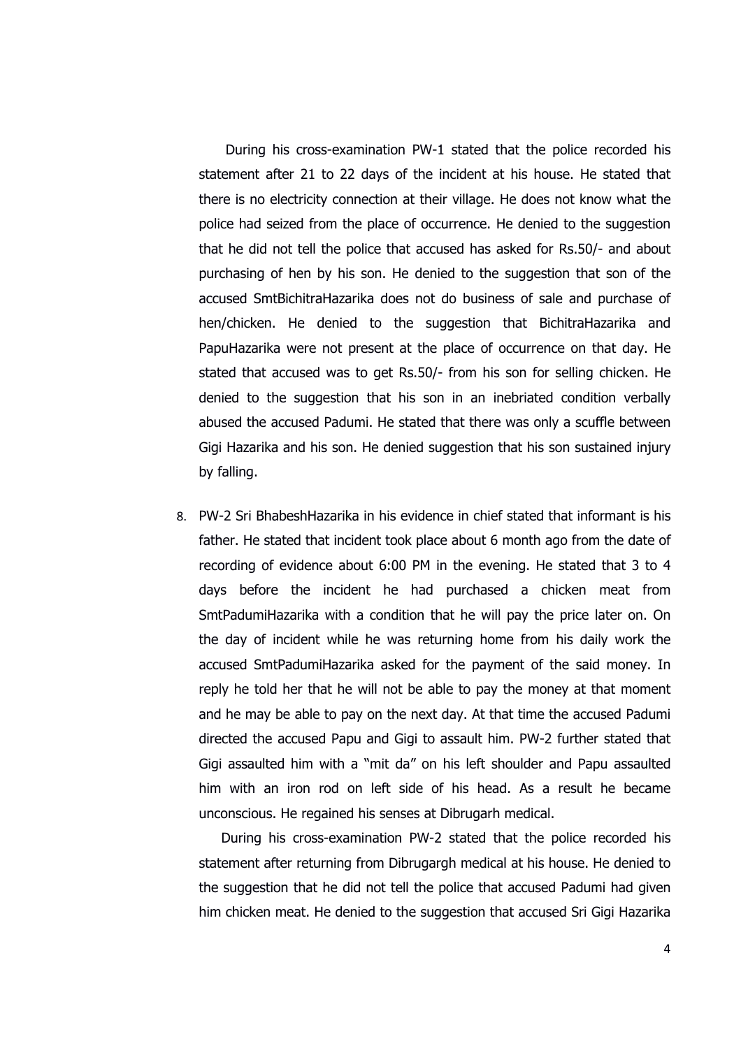During his cross-examination PW-1 stated that the police recorded his statement after 21 to 22 days of the incident at his house. He stated that there is no electricity connection at their village. He does not know what the police had seized from the place of occurrence. He denied to the suggestion that he did not tell the police that accused has asked for Rs.50/- and about purchasing of hen by his son. He denied to the suggestion that son of the accused SmtBichitraHazarika does not do business of sale and purchase of hen/chicken. He denied to the suggestion that BichitraHazarika and PapuHazarika were not present at the place of occurrence on that day. He stated that accused was to get Rs.50/- from his son for selling chicken. He denied to the suggestion that his son in an inebriated condition verbally abused the accused Padumi. He stated that there was only a scuffle between Gigi Hazarika and his son. He denied suggestion that his son sustained injury by falling.

8. PW-2 Sri BhabeshHazarika in his evidence in chief stated that informant is his father. He stated that incident took place about 6 month ago from the date of recording of evidence about 6:00 PM in the evening. He stated that 3 to 4 days before the incident he had purchased a chicken meat from SmtPadumiHazarika with a condition that he will pay the price later on. On the day of incident while he was returning home from his daily work the accused SmtPadumiHazarika asked for the payment of the said money. In reply he told her that he will not be able to pay the money at that moment and he may be able to pay on the next day. At that time the accused Padumi directed the accused Papu and Gigi to assault him. PW-2 further stated that Gigi assaulted him with a "mit da" on his left shoulder and Papu assaulted him with an iron rod on left side of his head. As a result he became unconscious. He regained his senses at Dibrugarh medical.

   During his cross-examination PW-2 stated that the police recorded his statement after returning from Dibrugargh medical at his house. He denied to the suggestion that he did not tell the police that accused Padumi had given him chicken meat. He denied to the suggestion that accused Sri Gigi Hazarika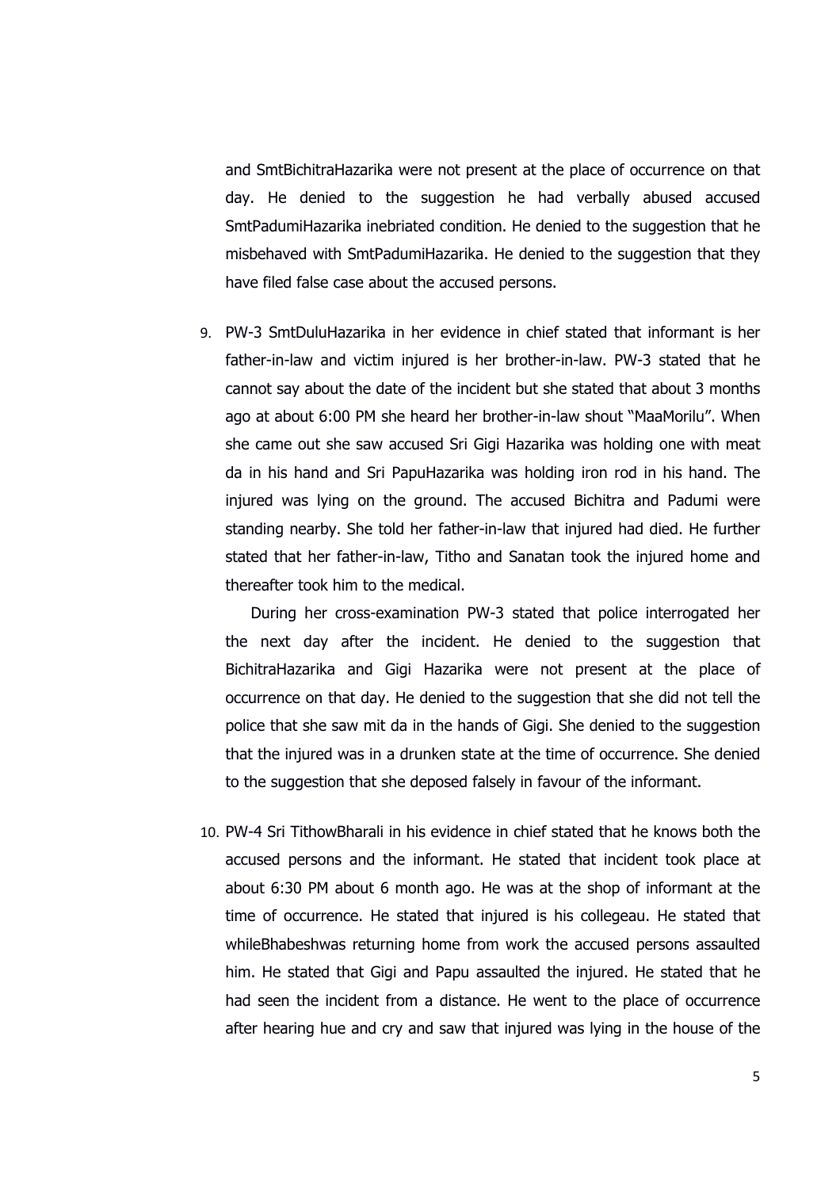and SmtBichitraHazarika were not present at the place of occurrence on that day. He denied to the suggestion he had verbally abused accused SmtPadumiHazarika inebriated condition. He denied to the suggestion that he misbehaved with SmtPadumiHazarika. He denied to the suggestion that they have filed false case about the accused persons.

9. PW-3 SmtDuluHazarika in her evidence in chief stated that informant is her father-in-law and victim injured is her brother-in-law. PW-3 stated that he cannot say about the date of the incident but she stated that about 3 months ago at about 6:00 PM she heard her brother-in-law shout "MaaMorilu". When she came out she saw accused Sri Gigi Hazarika was holding one with meat da in his hand and Sri PapuHazarika was holding iron rod in his hand. The injured was lying on the ground. The accused Bichitra and Padumi were standing nearby. She told her father-in-law that injured had died. He further stated that her father-in-law, Titho and Sanatan took the injured home and thereafter took him to the medical.

   During her cross-examination PW-3 stated that police interrogated her the next day after the incident. He denied to the suggestion that BichitraHazarika and Gigi Hazarika were not present at the place of occurrence on that day. He denied to the suggestion that she did not tell the police that she saw mit da in the hands of Gigi. She denied to the suggestion that the injured was in a drunken state at the time of occurrence. She denied to the suggestion that she deposed falsely in favour of the informant.

10. PW-4 Sri TithowBharali in his evidence in chief stated that he knows both the accused persons and the informant. He stated that incident took place at about 6:30 PM about 6 month ago. He was at the shop of informant at the time of occurrence. He stated that injured is his collegeau. He stated that whileBhabeshwas returning home from work the accused persons assaulted him. He stated that Gigi and Papu assaulted the injured. He stated that he had seen the incident from a distance. He went to the place of occurrence after hearing hue and cry and saw that injured was lying in the house of the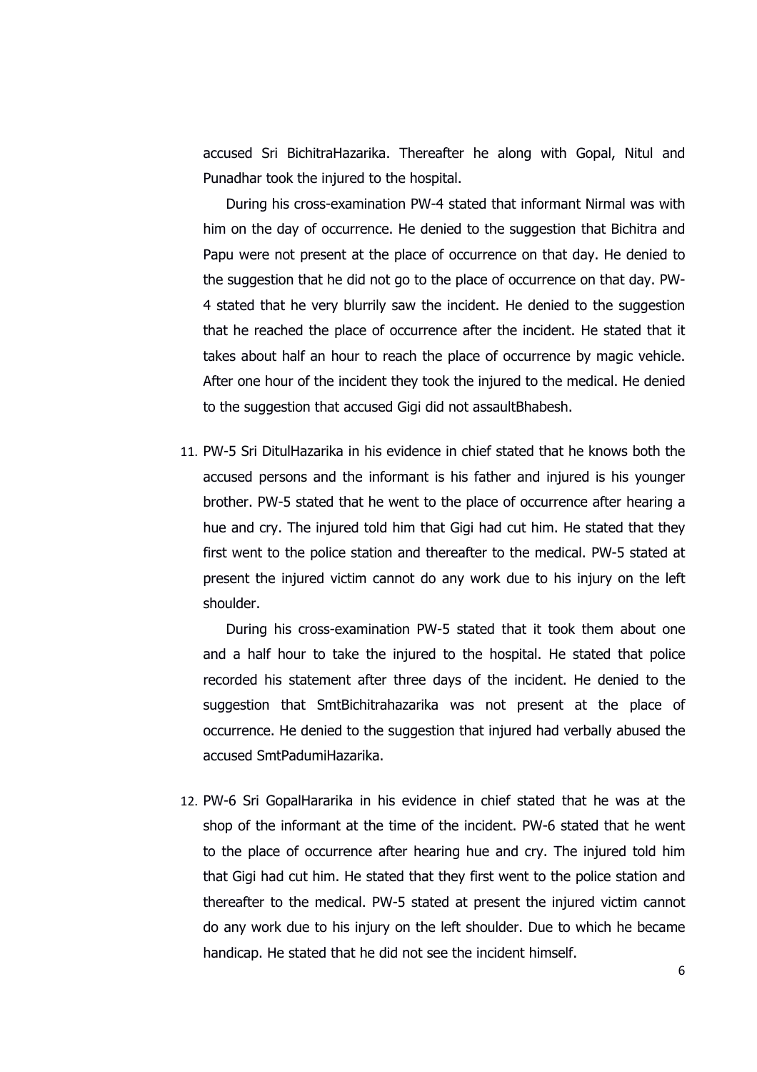accused Sri BichitraHazarika. Thereafter he along with Gopal, Nitul and Punadhar took the injured to the hospital.

During his cross-examination PW-4 stated that informant Nirmal was with him on the day of occurrence. He denied to the suggestion that Bichitra and Papu were not present at the place of occurrence on that day. He denied to the suggestion that he did not go to the place of occurrence on that day. PW-4 stated that he very blurrily saw the incident. He denied to the suggestion that he reached the place of occurrence after the incident. He stated that it takes about half an hour to reach the place of occurrence by magic vehicle. After one hour of the incident they took the injured to the medical. He denied to the suggestion that accused Gigi did not assaultBhabesh.

11. PW-5 Sri DitulHazarika in his evidence in chief stated that he knows both the accused persons and the informant is his father and injured is his younger brother. PW-5 stated that he went to the place of occurrence after hearing a hue and cry. The injured told him that Gigi had cut him. He stated that they first went to the police station and thereafter to the medical. PW-5 stated at present the injured victim cannot do any work due to his injury on the left shoulder.

    During his cross-examination PW-5 stated that it took them about one and a half hour to take the injured to the hospital. He stated that police recorded his statement after three days of the incident. He denied to the suggestion that SmtBichitrahazarika was not present at the place of occurrence. He denied to the suggestion that injured had verbally abused the accused SmtPadumiHazarika.

12. PW-6 Sri GopalHararika in his evidence in chief stated that he was at the shop of the informant at the time of the incident. PW-6 stated that he went to the place of occurrence after hearing hue and cry. The injured told him that Gigi had cut him. He stated that they first went to the police station and thereafter to the medical. PW-5 stated at present the injured victim cannot do any work due to his injury on the left shoulder. Due to which he became handicap. He stated that he did not see the incident himself.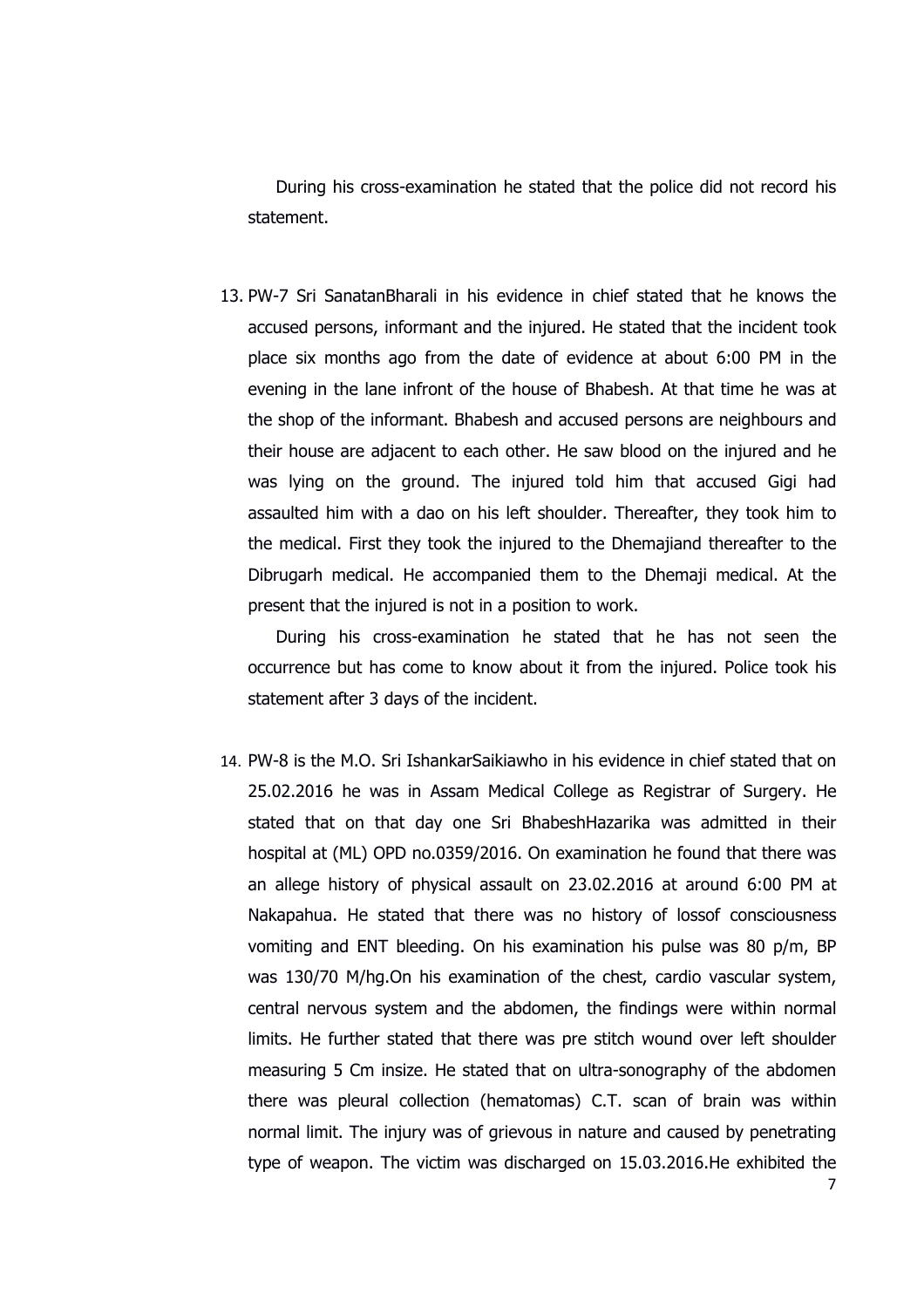During his cross-examination he stated that the police did not record his statement.

13. PW-7 Sri SanatanBharali in his evidence in chief stated that he knows the accused persons, informant and the injured. He stated that the incident took place six months ago from the date of evidence at about 6:00 PM in the evening in the lane infront of the house of Bhabesh. At that time he was at the shop of the informant. Bhabesh and accused persons are neighbours and their house are adjacent to each other. He saw blood on the injured and he was lying on the ground. The injured told him that accused Gigi had assaulted him with a dao on his left shoulder. Thereafter, they took him to the medical. First they took the injured to the Dhemajiand thereafter to the Dibrugarh medical. He accompanied them to the Dhemaji medical. At the present that the injured is not in a position to work.

    During his cross-examination he stated that he has not seen the occurrence but has come to know about it from the injured. Police took his statement after 3 days of the incident.

14. PW-8 is the M.O. Sri IshankarSaikiawho in his evidence in chief stated that on 25.02.2016 he was in Assam Medical College as Registrar of Surgery. He stated that on that day one Sri BhabeshHazarika was admitted in their hospital at (ML) OPD no.0359/2016. On examination he found that there was an allege history of physical assault on 23.02.2016 at around 6:00 PM at Nakapahua. He stated that there was no history of lossof consciousness vomiting and ENT bleeding. On his examination his pulse was 80 p/m, BP was 130/70 M/hg.On his examination of the chest, cardio vascular system, central nervous system and the abdomen, the findings were within normal limits. He further stated that there was pre stitch wound over left shoulder measuring 5 Cm insize. He stated that on ultra-sonography of the abdomen there was pleural collection (hematomas) C.T. scan of brain was within normal limit. The injury was of grievous in nature and caused by penetrating type of weapon. The victim was discharged on 15.03.2016.He exhibited the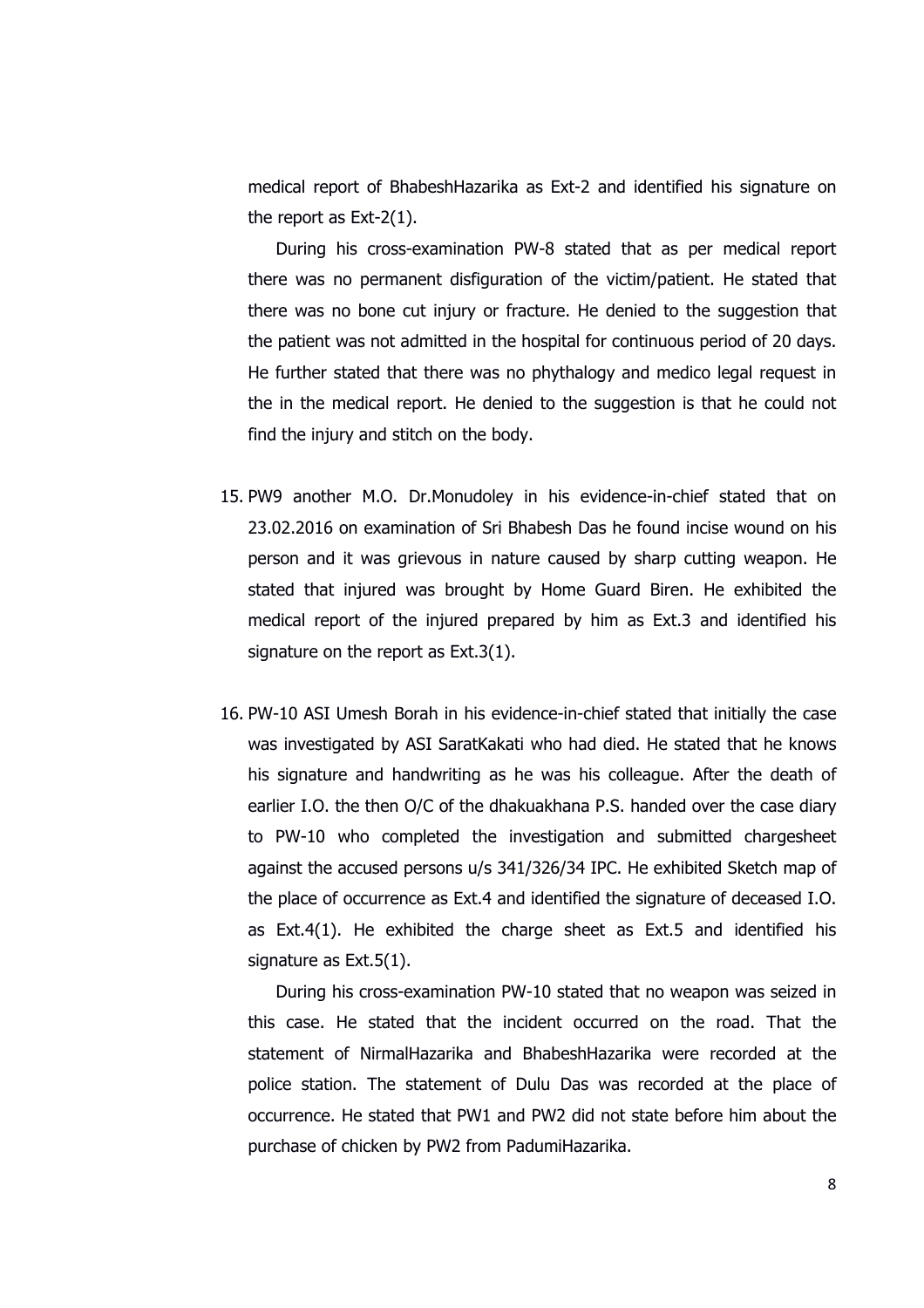medical report of BhabeshHazarika as Ext-2 and identified his signature on the report as Ext-2(1).

During his cross-examination PW-8 stated that as per medical report there was no permanent disfiguration of the victim/patient. He stated that there was no bone cut injury or fracture. He denied to the suggestion that the patient was not admitted in the hospital for continuous period of 20 days. He further stated that there was no phythalogy and medico legal request in the in the medical report. He denied to the suggestion is that he could not find the injury and stitch on the body.

15. PW9 another M.O. Dr.Monudoley in his evidence-in-chief stated that on 23.02.2016 on examination of Sri Bhabesh Das he found incise wound on his person and it was grievous in nature caused by sharp cutting weapon. He stated that injured was brought by Home Guard Biren. He exhibited the medical report of the injured prepared by him as Ext.3 and identified his signature on the report as Ext.3(1).

16. PW-10 ASI Umesh Borah in his evidence-in-chief stated that initially the case was investigated by ASI SaratKakati who had died. He stated that he knows his signature and handwriting as he was his colleague. After the death of earlier I.O. the then O/C of the dhakuakhana P.S. handed over the case diary to PW-10 who completed the investigation and submitted chargesheet against the accused persons u/s 341/326/34 IPC. He exhibited Sketch map of the place of occurrence as Ext.4 and identified the signature of deceased I.O. as Ext.4(1). He exhibited the charge sheet as Ext.5 and identified his signature as Ext.5(1).

    During his cross-examination PW-10 stated that no weapon was seized in this case. He stated that the incident occurred on the road. That the statement of NirmalHazarika and BhabeshHazarika were recorded at the police station. The statement of Dulu Das was recorded at the place of occurrence. He stated that PW1 and PW2 did not state before him about the purchase of chicken by PW2 from PadumiHazarika.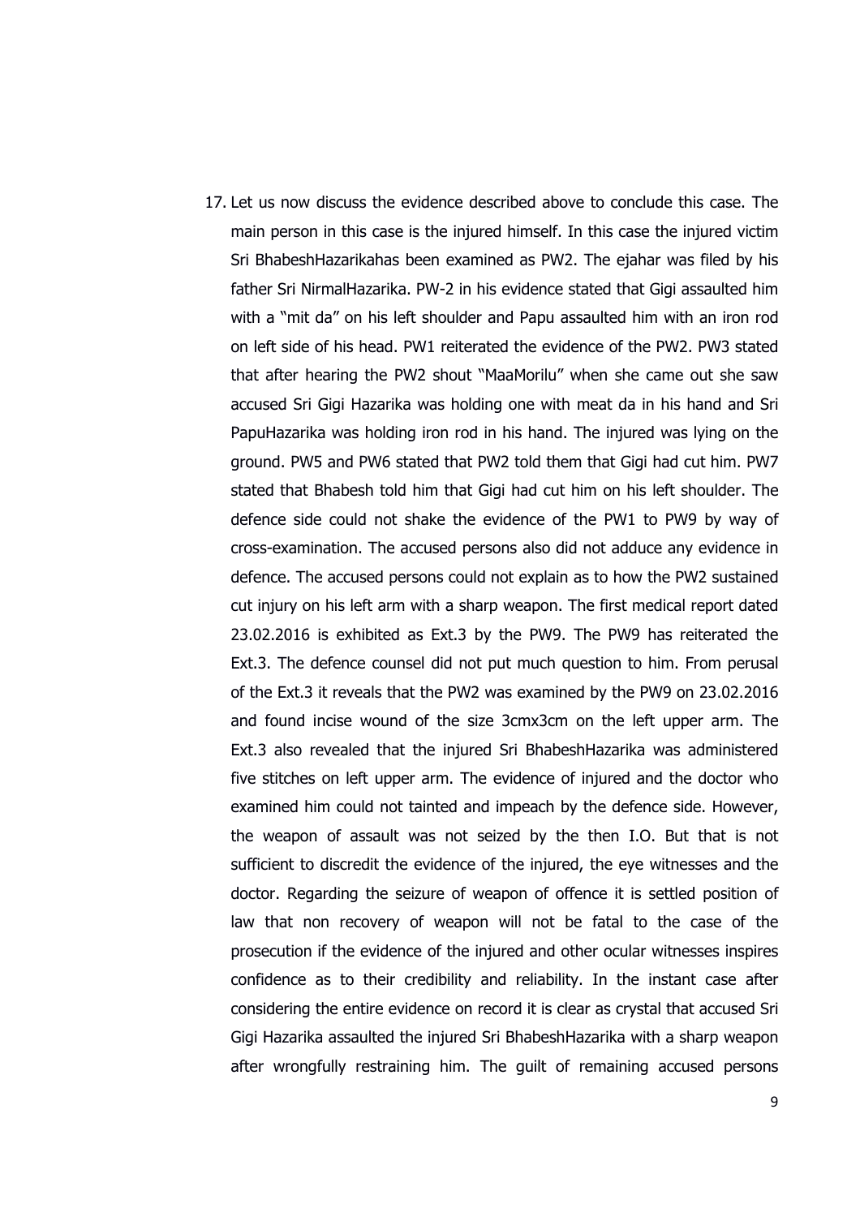17. Let us now discuss the evidence described above to conclude this case. The main person in this case is the injured himself. In this case the injured victim Sri BhabeshHazarikahas been examined as PW2. The ejahar was filed by his father Sri NirmalHazarika. PW-2 in his evidence stated that Gigi assaulted him with a "mit da" on his left shoulder and Papu assaulted him with an iron rod on left side of his head. PW1 reiterated the evidence of the PW2. PW3 stated that after hearing the PW2 shout "MaaMorilu" when she came out she saw accused Sri Gigi Hazarika was holding one with meat da in his hand and Sri PapuHazarika was holding iron rod in his hand. The injured was lying on the ground. PW5 and PW6 stated that PW2 told them that Gigi had cut him. PW7 stated that Bhabesh told him that Gigi had cut him on his left shoulder. The defence side could not shake the evidence of the PW1 to PW9 by way of cross-examination. The accused persons also did not adduce any evidence in defence. The accused persons could not explain as to how the PW2 sustained cut injury on his left arm with a sharp weapon. The first medical report dated 23.02.2016 is exhibited as Ext.3 by the PW9. The PW9 has reiterated the Ext.3. The defence counsel did not put much question to him. From perusal of the Ext.3 it reveals that the PW2 was examined by the PW9 on 23.02.2016 and found incise wound of the size 3cmx3cm on the left upper arm. The Ext.3 also revealed that the injured Sri BhabeshHazarika was administered five stitches on left upper arm. The evidence of injured and the doctor who examined him could not tainted and impeach by the defence side. However, the weapon of assault was not seized by the then I.O. But that is not sufficient to discredit the evidence of the injured, the eye witnesses and the doctor. Regarding the seizure of weapon of offence it is settled position of law that non recovery of weapon will not be fatal to the case of the prosecution if the evidence of the injured and other ocular witnesses inspires confidence as to their credibility and reliability. In the instant case after considering the entire evidence on record it is clear as crystal that accused Sri Gigi Hazarika assaulted the injured Sri BhabeshHazarika with a sharp weapon after wrongfully restraining him. The guilt of remaining accused persons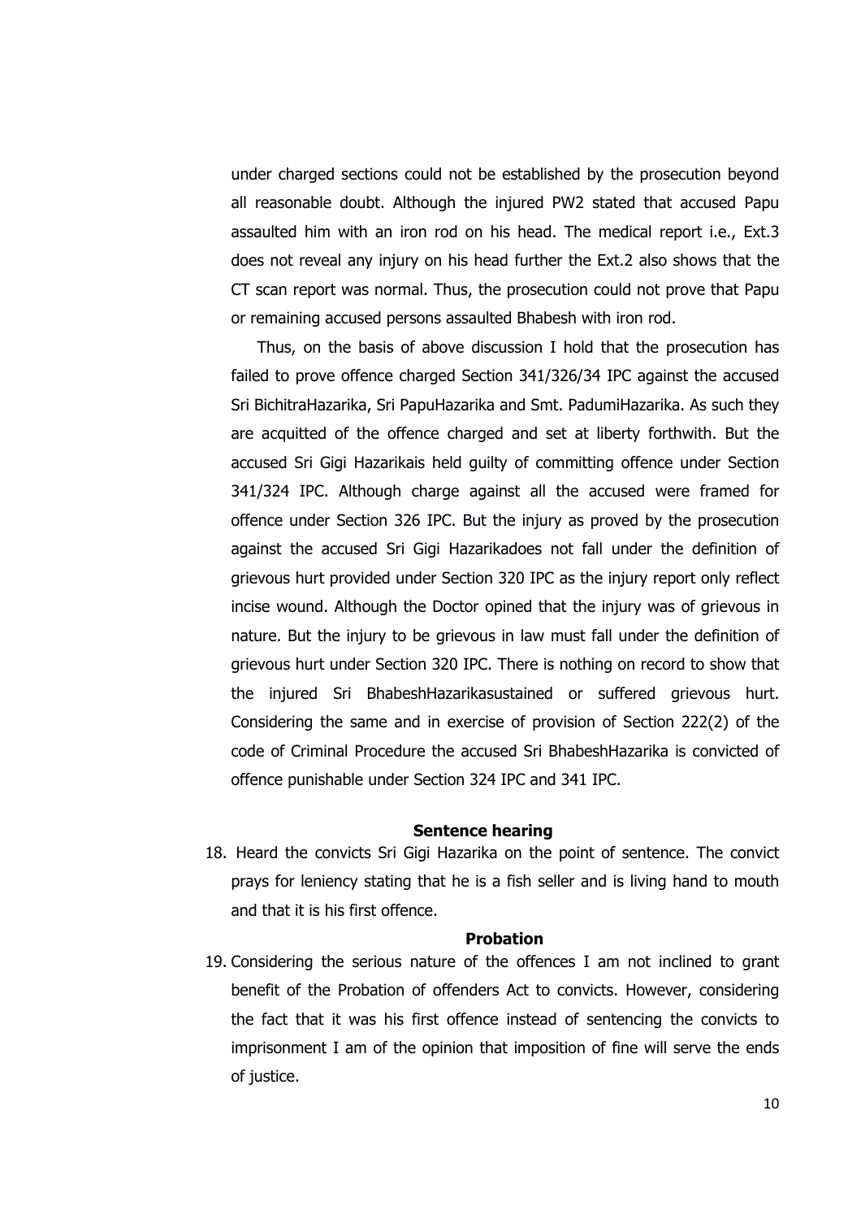under charged sections could not be established by the prosecution beyond all reasonable doubt. Although the injured PW2 stated that accused Papu assaulted him with an iron rod on his head. The medical report i.e., Ext.3 does not reveal any injury on his head further the Ext.2 also shows that the CT scan report was normal. Thus, the prosecution could not prove that Papu or remaining accused persons assaulted Bhabesh with iron rod.

Thus, on the basis of above discussion I hold that the prosecution has failed to prove offence charged Section 341/326/34 IPC against the accused Sri BichitraHazarika, Sri PapuHazarika and Smt. PadumiHazarika. As such they are acquitted of the offence charged and set at liberty forthwith. But the accused Sri Gigi Hazarikais held guilty of committing offence under Section 341/324 IPC. Although charge against all the accused were framed for offence under Section 326 IPC. But the injury as proved by the prosecution against the accused Sri Gigi Hazarikadoes not fall under the definition of grievous hurt provided under Section 320 IPC as the injury report only reflect incise wound. Although the Doctor opined that the injury was of grievous in nature. But the injury to be grievous in law must fall under the definition of grievous hurt under Section 320 IPC. There is nothing on record to show that the injured Sri BhabeshHazarikasustained or suffered grievous hurt. Considering the same and in exercise of provision of Section 222(2) of the code of Criminal Procedure the accused Sri BhabeshHazarika is convicted of offence punishable under Section 324 IPC and 341 IPC.

**Sentence hearing**

18. Heard the convicts Sri Gigi Hazarika on the point of sentence. The convict prays for leniency stating that he is a fish seller and is living hand to mouth and that it is his first offence.

**Probation**

19. Considering the serious nature of the offences I am not inclined to grant benefit of the Probation of offenders Act to convicts. However, considering the fact that it was his first offence instead of sentencing the convicts to imprisonment I am of the opinion that imposition of fine will serve the ends of justice.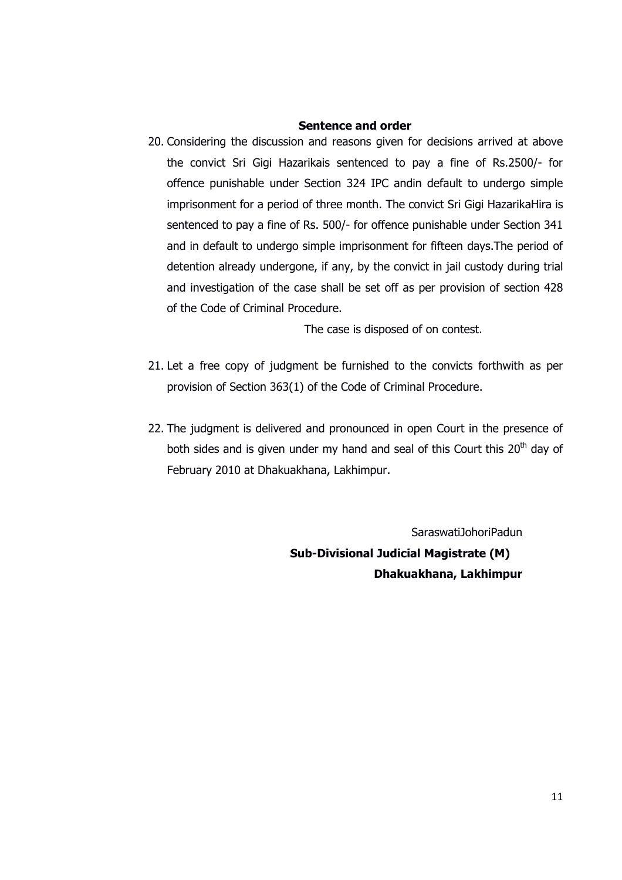**Sentence and order**

20. Considering the discussion and reasons given for decisions arrived at above the convict Sri Gigi Hazarikais sentenced to pay a fine of Rs.2500/- for offence punishable under Section 324 IPC andin default to undergo simple imprisonment for a period of three month. The convict Sri Gigi HazarikaHira is sentenced to pay a fine of Rs. 500/- for offence punishable under Section 341 and in default to undergo simple imprisonment for fifteen days.The period of detention already undergone, if any, by the convict in jail custody during trial and investigation of the case shall be set off as per provision of section 428 of the Code of Criminal Procedure.

The case is disposed of on contest.

21. Let a free copy of judgment be furnished to the convicts forthwith as per provision of Section 363(1) of the Code of Criminal Procedure.

22. The judgment is delivered and pronounced in open Court in the presence of both sides and is given under my hand and seal of this Court this 20th day of February 2010 at Dhakuakhana, Lakhimpur.

SaraswatiJohoriPadun

**Sub-Divisional Judicial Magistrate (M)**

**Dhakuakhana, Lakhimpur**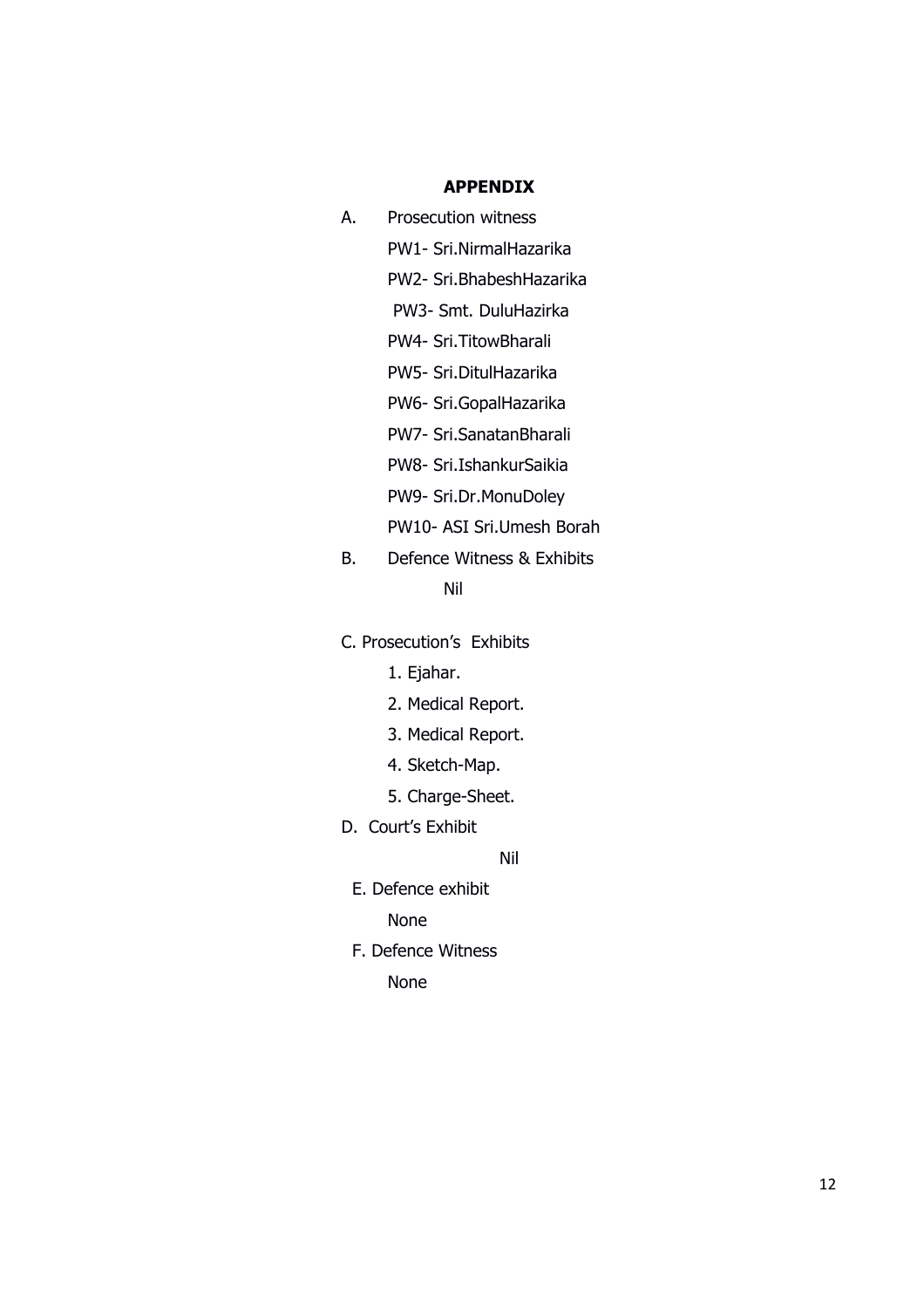## APPENDIX

A. Prosecution witness

PW1- Sri.NirmalHazarika

PW2- Sri.BhabeshHazarika

PW3- Smt. DuluHazirka

PW4- Sri.TitowBharali

PW5- Sri.DitulHazarika

PW6- Sri.GopalHazarika

PW7- Sri.SanatanBharali

PW8- Sri.IshankurSaikia

PW9- Sri.Dr.MonuDoley

PW10- ASI Sri.Umesh Borah

B. Defence Witness & Exhibits

Nil

C. Prosecution's Exhibits

1. Ejahar.
2. Medical Report.
3. Medical Report.
4. Sketch-Map.
5. Charge-Sheet.

D. Court's Exhibit

Nil

E. Defence exhibit

None

F. Defence Witness

None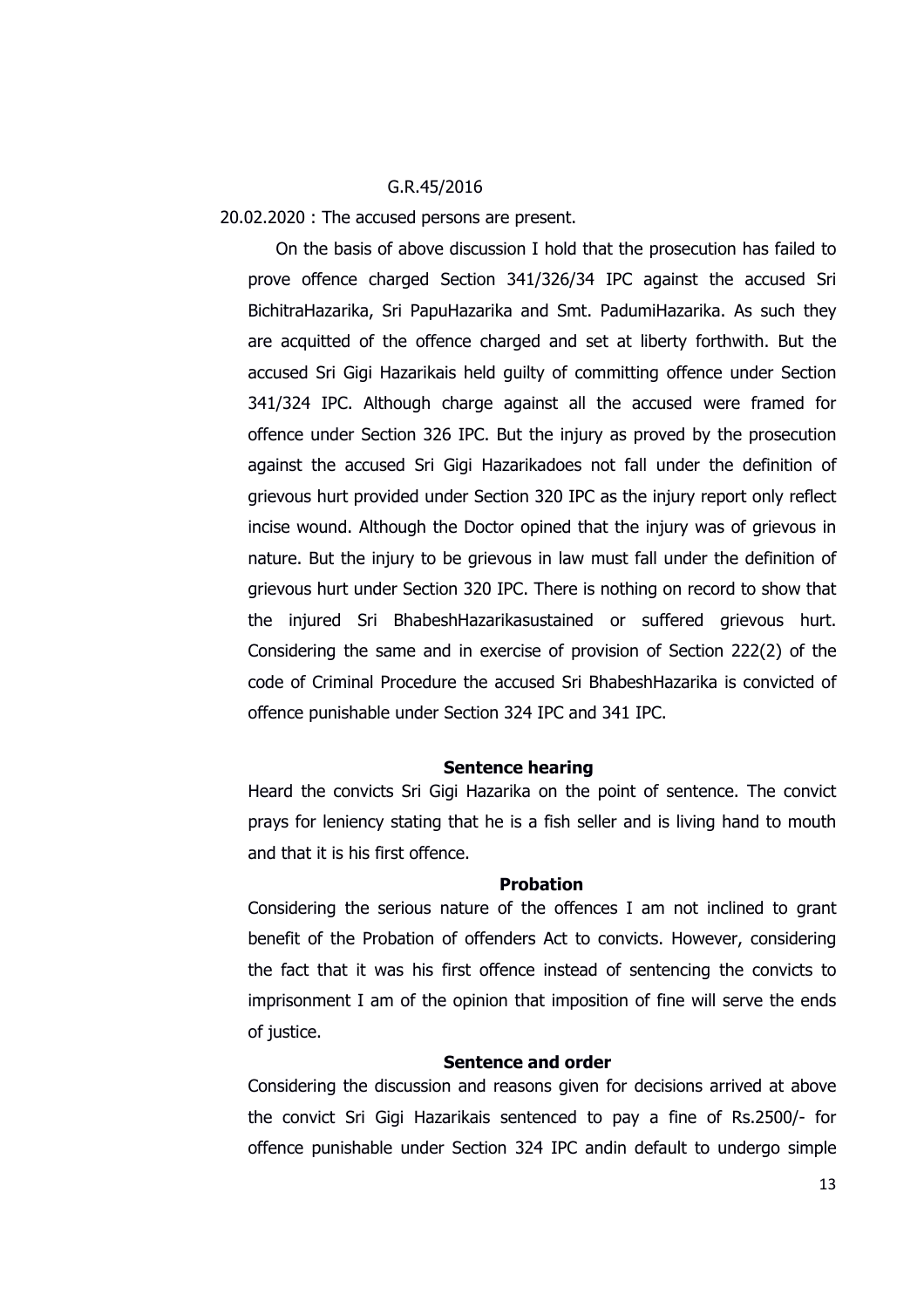G.R.45/2016

20.02.2020 : The accused persons are present.

On the basis of above discussion I hold that the prosecution has failed to prove offence charged Section 341/326/34 IPC against the accused Sri BichitraHazarika, Sri PapuHazarika and Smt. PadumiHazarika. As such they are acquitted of the offence charged and set at liberty forthwith. But the accused Sri Gigi Hazarikais held guilty of committing offence under Section 341/324 IPC. Although charge against all the accused were framed for offence under Section 326 IPC. But the injury as proved by the prosecution against the accused Sri Gigi Hazarikadoes not fall under the definition of grievous hurt provided under Section 320 IPC as the injury report only reflect incise wound. Although the Doctor opined that the injury was of grievous in nature. But the injury to be grievous in law must fall under the definition of grievous hurt under Section 320 IPC. There is nothing on record to show that the injured Sri BhabeshHazarikasustained or suffered grievous hurt. Considering the same and in exercise of provision of Section 222(2) of the code of Criminal Procedure the accused Sri BhabeshHazarika is convicted of offence punishable under Section 324 IPC and 341 IPC.

**Sentence hearing**

Heard the convicts Sri Gigi Hazarika on the point of sentence. The convict prays for leniency stating that he is a fish seller and is living hand to mouth and that it is his first offence.

**Probation**

Considering the serious nature of the offences I am not inclined to grant benefit of the Probation of offenders Act to convicts. However, considering the fact that it was his first offence instead of sentencing the convicts to imprisonment I am of the opinion that imposition of fine will serve the ends of justice.

**Sentence and order**

Considering the discussion and reasons given for decisions arrived at above the convict Sri Gigi Hazarikais sentenced to pay a fine of Rs.2500/- for offence punishable under Section 324 IPC andin default to undergo simple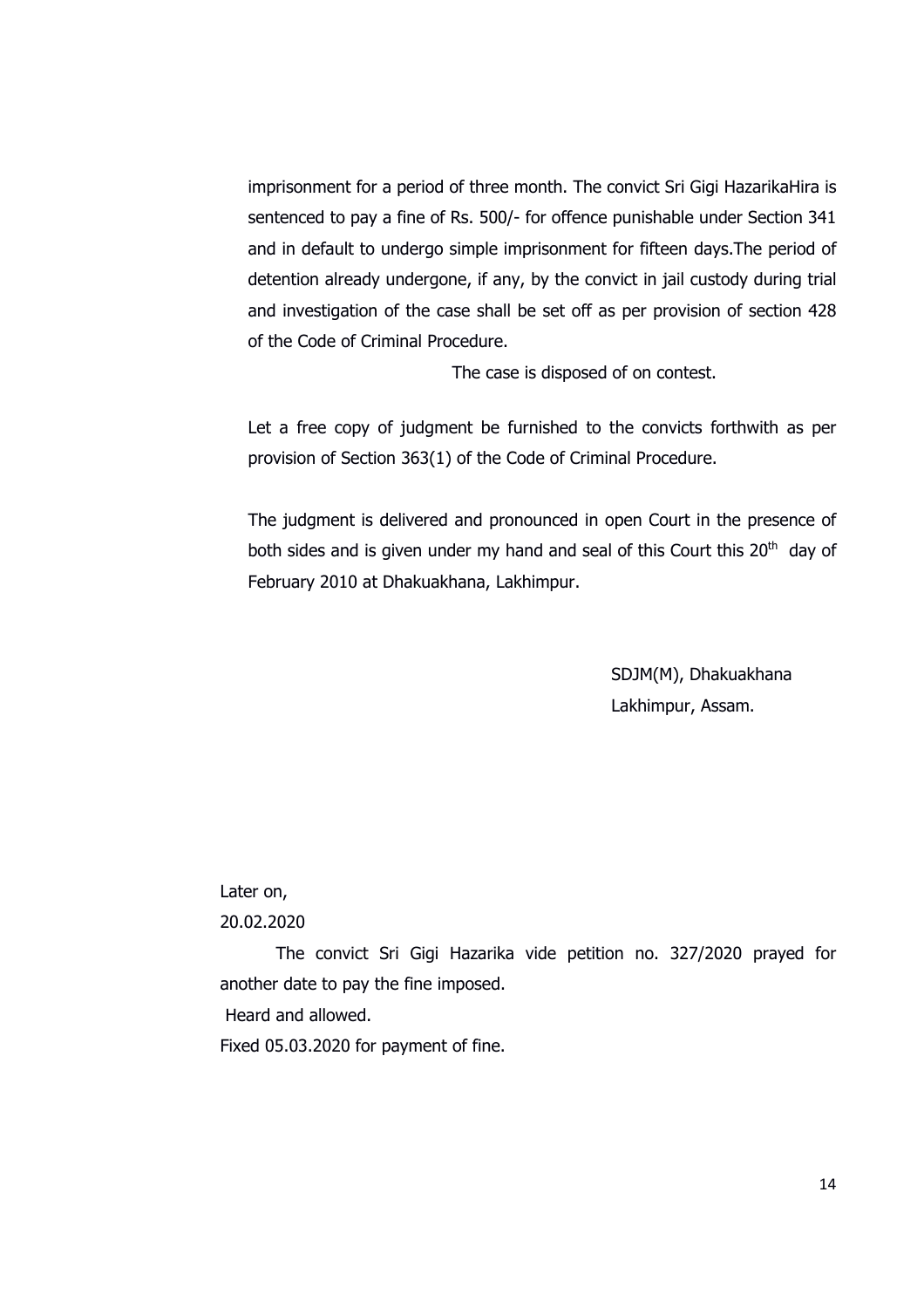imprisonment for a period of three month. The convict Sri Gigi HazarikaHira is sentenced to pay a fine of Rs. 500/- for offence punishable under Section 341 and in default to undergo simple imprisonment for fifteen days.The period of detention already undergone, if any, by the convict in jail custody during trial and investigation of the case shall be set off as per provision of section 428 of the Code of Criminal Procedure.

The case is disposed of on contest.

Let a free copy of judgment be furnished to the convicts forthwith as per provision of Section 363(1) of the Code of Criminal Procedure.

The judgment is delivered and pronounced in open Court in the presence of both sides and is given under my hand and seal of this Court this 20th day of February 2010 at Dhakuakhana, Lakhimpur.

SDJM(M), Dhakuakhana
Lakhimpur, Assam.

Later on,

20.02.2020

The convict Sri Gigi Hazarika vide petition no. 327/2020 prayed for another date to pay the fine imposed.

Heard and allowed.

Fixed 05.03.2020 for payment of fine.